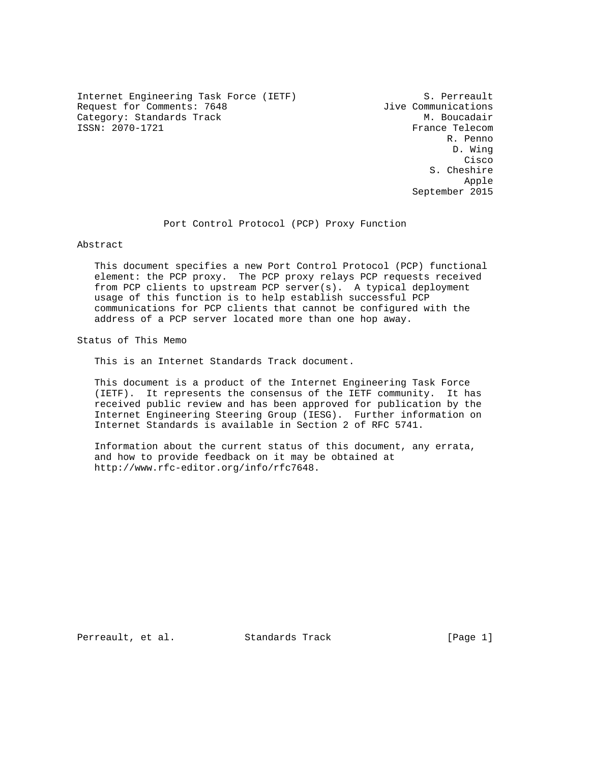Internet Engineering Task Force (IETF)  
Request for Comments: 7648  
Category: Standards Track  
ISSN: 2070-1721

S. Perreault  
Jive Communications  
M. Boucadair  
France Telecom  
R. Penno  
D. Wing  
Cisco  
S. Cheshire  
Apple  
September 2015

# Port Control Protocol (PCP) Proxy Function

## Abstract

This document specifies a new Port Control Protocol (PCP) functional element: the PCP proxy. The PCP proxy relays PCP requests received from PCP clients to upstream PCP server(s). A typical deployment usage of this function is to help establish successful PCP communications for PCP clients that cannot be configured with the address of a PCP server located more than one hop away.

## Status of This Memo

This is an Internet Standards Track document.

This document is a product of the Internet Engineering Task Force (IETF). It represents the consensus of the IETF community. It has received public review and has been approved for publication by the Internet Engineering Steering Group (IESG). Further information on Internet Standards is available in Section 2 of RFC 5741.

Information about the current status of this document, any errata, and how to provide feedback on it may be obtained at http://www.rfc-editor.org/info/rfc7648.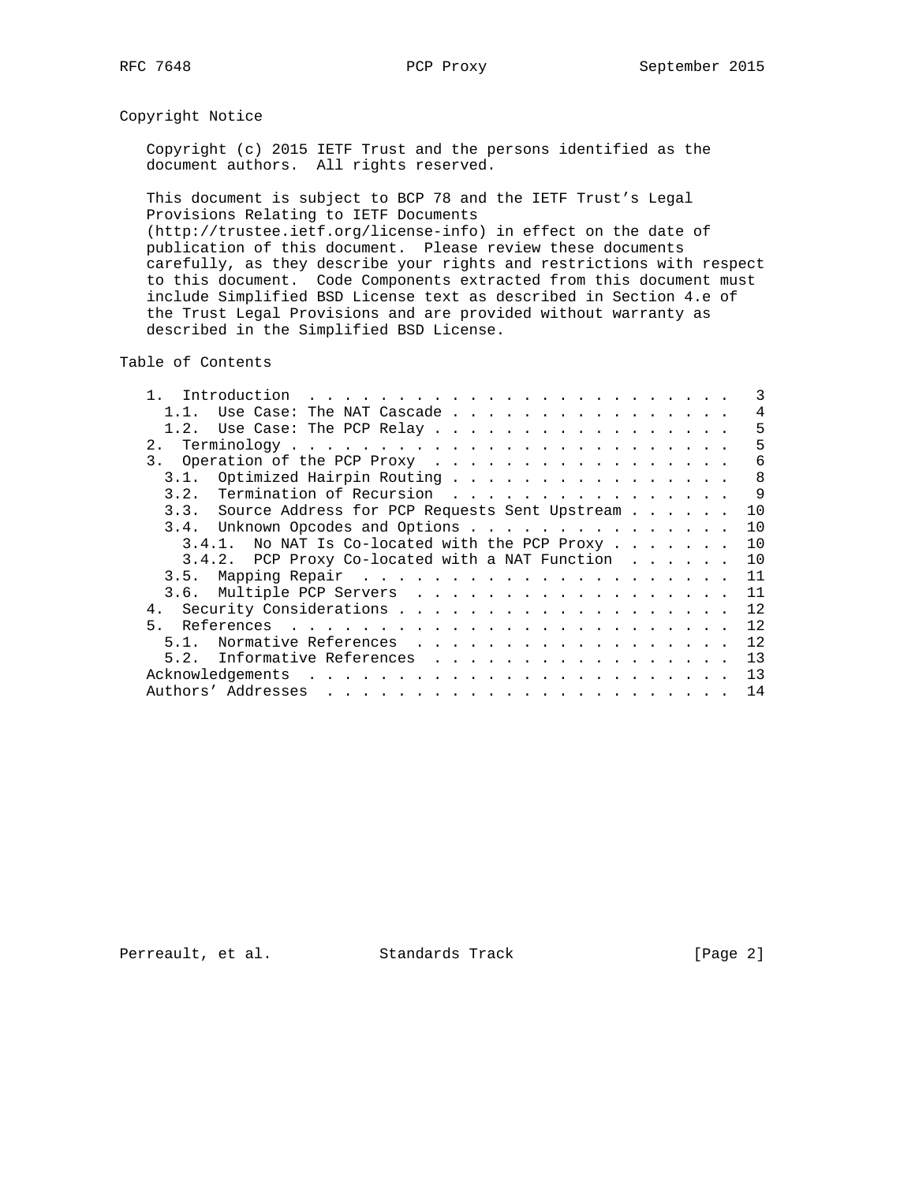## Copyright Notice

Copyright (c) 2015 IETF Trust and the persons identified as the document authors. All rights reserved.

This document is subject to BCP 78 and the IETF Trust's Legal Provisions Relating to IETF Documents (http://trustee.ietf.org/license-info) in effect on the date of publication of this document. Please review these documents carefully, as they describe your rights and restrictions with respect to this document. Code Components extracted from this document must include Simplified BSD License text as described in Section 4.e of the Trust Legal Provisions and are provided without warranty as described in the Simplified BSD License.

## Table of Contents

```
   1.  Introduction  . . . . . . . . . . . . . . . . . . . . . . . .   3
     1.1.  Use Case: The NAT Cascade . . . . . . . . . . . . . . . .   4
     1.2.  Use Case: The PCP Relay . . . . . . . . . . . . . . . . .   5
   2.  Terminology . . . . . . . . . . . . . . . . . . . . . . . . .   5
   3.  Operation of the PCP Proxy  . . . . . . . . . . . . . . . . .   6
     3.1.  Optimized Hairpin Routing . . . . . . . . . . . . . . . .   8
     3.2.  Termination of Recursion  . . . . . . . . . . . . . . . .   9
     3.3.  Source Address for PCP Requests Sent Upstream . . . . . .  10
     3.4.  Unknown Opcodes and Options . . . . . . . . . . . . . . .  10
       3.4.1.  No NAT Is Co-located with the PCP Proxy . . . . . . .  10
       3.4.2.  PCP Proxy Co-located with a NAT Function  . . . . . .  10
     3.5.  Mapping Repair  . . . . . . . . . . . . . . . . . . . . .  11
     3.6.  Multiple PCP Servers  . . . . . . . . . . . . . . . . . .  11
   4.  Security Considerations . . . . . . . . . . . . . . . . . . .  12
   5.  References  . . . . . . . . . . . . . . . . . . . . . . . . .  12
     5.1.  Normative References  . . . . . . . . . . . . . . . . . .  12
     5.2.  Informative References  . . . . . . . . . . . . . . . . .  13
   Acknowledgements  . . . . . . . . . . . . . . . . . . . . . . . .  13
   Authors' Addresses  . . . . . . . . . . . . . . . . . . . . . . .  14
```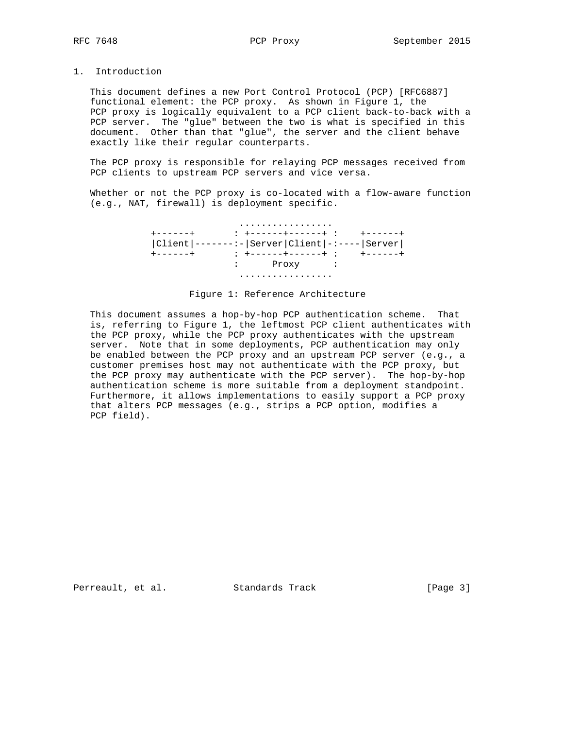## 1. Introduction

This document defines a new Port Control Protocol (PCP) [RFC6887] functional element: the PCP proxy. As shown in Figure 1, the PCP proxy is logically equivalent to a PCP client back-to-back with a PCP server. The "glue" between the two is what is specified in this document. Other than that "glue", the server and the client behave exactly like their regular counterparts.

The PCP proxy is responsible for relaying PCP messages received from PCP clients to upstream PCP servers and vice versa.

Whether or not the PCP proxy is co-located with a flow-aware function (e.g., NAT, firewall) is deployment specific.

```
                   .................
 +------+         : +------+------+ :    +------+
 |Client|-------:-|Server|Client|-:----|Server|
 +------+         : +------+------+ :    +------+
                  :      Proxy      :
                   .................
```

Figure 1: Reference Architecture

This document assumes a hop-by-hop PCP authentication scheme. That is, referring to Figure 1, the leftmost PCP client authenticates with the PCP proxy, while the PCP proxy authenticates with the upstream server. Note that in some deployments, PCP authentication may only be enabled between the PCP proxy and an upstream PCP server (e.g., a customer premises host may not authenticate with the PCP proxy, but the PCP proxy may authenticate with the PCP server). The hop-by-hop authentication scheme is more suitable from a deployment standpoint. Furthermore, it allows implementations to easily support a PCP proxy that alters PCP messages (e.g., strips a PCP option, modifies a PCP field).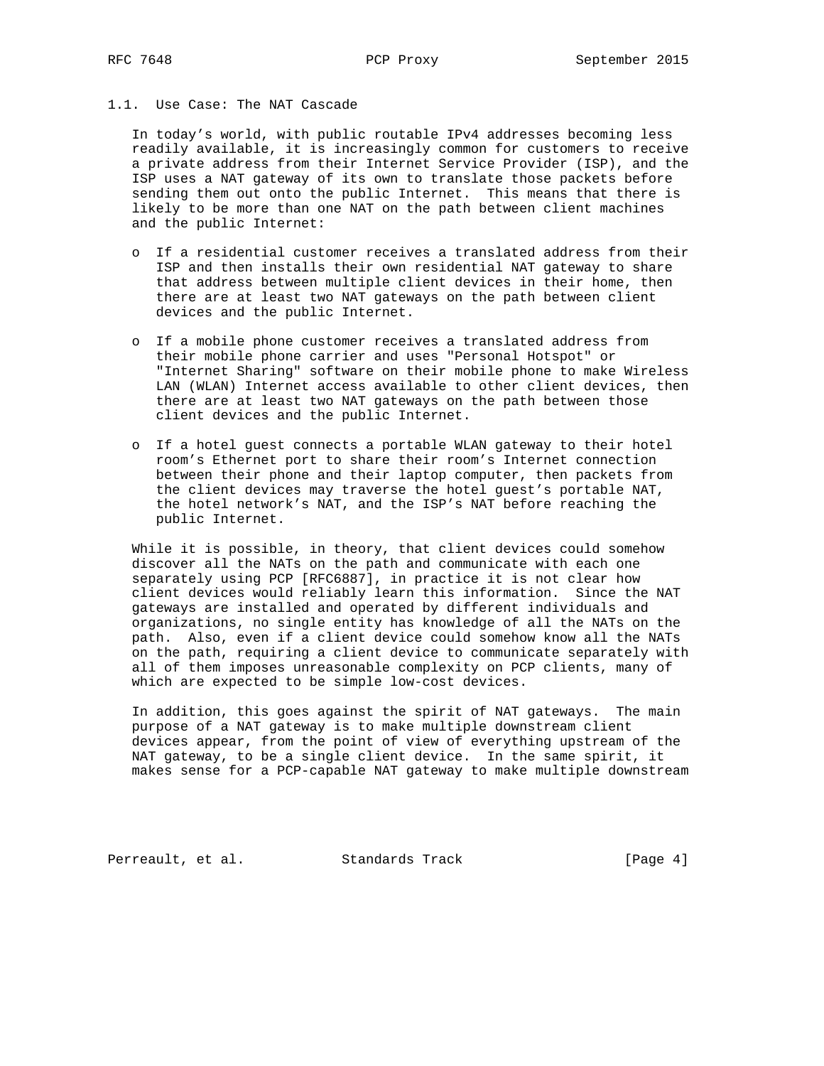### 1.1. Use Case: The NAT Cascade

In today's world, with public routable IPv4 addresses becoming less readily available, it is increasingly common for customers to receive a private address from their Internet Service Provider (ISP), and the ISP uses a NAT gateway of its own to translate those packets before sending them out onto the public Internet. This means that there is likely to be more than one NAT on the path between client machines and the public Internet:

- If a residential customer receives a translated address from their ISP and then installs their own residential NAT gateway to share that address between multiple client devices in their home, then there are at least two NAT gateways on the path between client devices and the public Internet.
- If a mobile phone customer receives a translated address from their mobile phone carrier and uses "Personal Hotspot" or "Internet Sharing" software on their mobile phone to make Wireless LAN (WLAN) Internet access available to other client devices, then there are at least two NAT gateways on the path between those client devices and the public Internet.
- If a hotel guest connects a portable WLAN gateway to their hotel room's Ethernet port to share their room's Internet connection between their phone and their laptop computer, then packets from the client devices may traverse the hotel guest's portable NAT, the hotel network's NAT, and the ISP's NAT before reaching the public Internet.

While it is possible, in theory, that client devices could somehow discover all the NATs on the path and communicate with each one separately using PCP [RFC6887], in practice it is not clear how client devices would reliably learn this information. Since the NAT gateways are installed and operated by different individuals and organizations, no single entity has knowledge of all the NATs on the path. Also, even if a client device could somehow know all the NATs on the path, requiring a client device to communicate separately with all of them imposes unreasonable complexity on PCP clients, many of which are expected to be simple low-cost devices.

In addition, this goes against the spirit of NAT gateways. The main purpose of a NAT gateway is to make multiple downstream client devices appear, from the point of view of everything upstream of the NAT gateway, to be a single client device. In the same spirit, it makes sense for a PCP-capable NAT gateway to make multiple downstream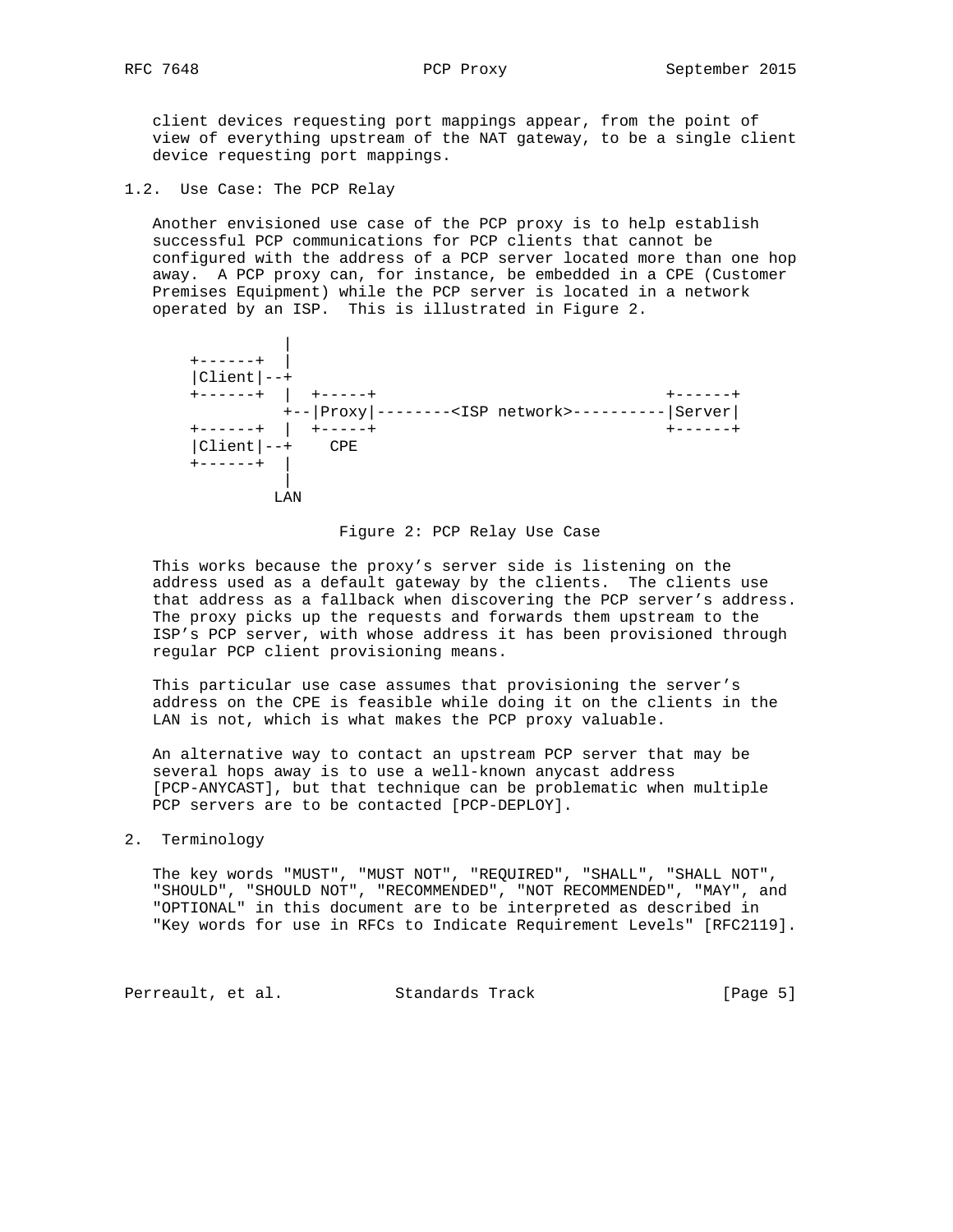client devices requesting port mappings appear, from the point of view of everything upstream of the NAT gateway, to be a single client device requesting port mappings.

### 1.2. Use Case: The PCP Relay

Another envisioned use case of the PCP proxy is to help establish successful PCP communications for PCP clients that cannot be configured with the address of a PCP server located more than one hop away. A PCP proxy can, for instance, be embedded in a CPE (Customer Premises Equipment) while the PCP server is located in a network operated by an ISP. This is illustrated in Figure 2.

```
              |
   +------+   |
   |Client|--+
   +------+   |  +-----+                          +------+
              +--|Proxy|--------<ISP network>----------|Server|
   +------+   |  +-----+                          +------+
   |Client|--+    CPE
   +------+   |
              |
             LAN
```

Figure 2: PCP Relay Use Case

This works because the proxy's server side is listening on the address used as a default gateway by the clients. The clients use that address as a fallback when discovering the PCP server's address. The proxy picks up the requests and forwards them upstream to the ISP's PCP server, with whose address it has been provisioned through regular PCP client provisioning means.

This particular use case assumes that provisioning the server's address on the CPE is feasible while doing it on the clients in the LAN is not, which is what makes the PCP proxy valuable.

An alternative way to contact an upstream PCP server that may be several hops away is to use a well-known anycast address [PCP-ANYCAST], but that technique can be problematic when multiple PCP servers are to be contacted [PCP-DEPLOY].

## 2. Terminology

The key words "MUST", "MUST NOT", "REQUIRED", "SHALL", "SHALL NOT", "SHOULD", "SHOULD NOT", "RECOMMENDED", "NOT RECOMMENDED", "MAY", and "OPTIONAL" in this document are to be interpreted as described in "Key words for use in RFCs to Indicate Requirement Levels" [RFC2119].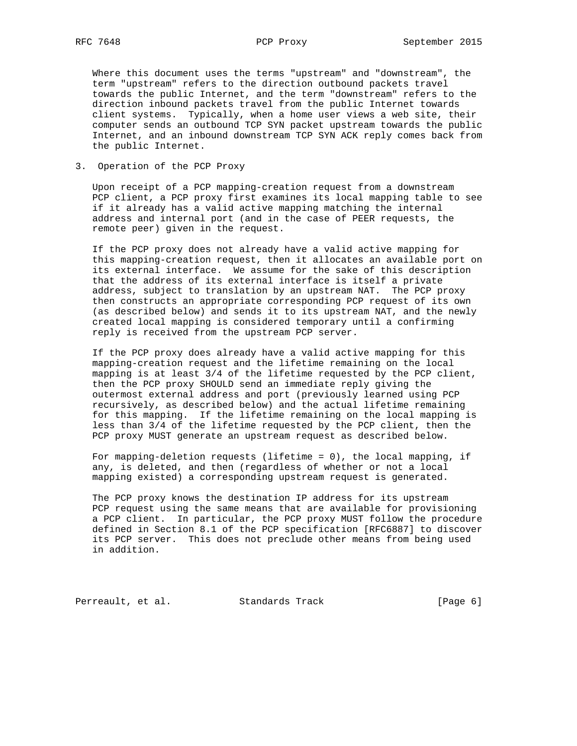Where this document uses the terms "upstream" and "downstream", the term "upstream" refers to the direction outbound packets travel towards the public Internet, and the term "downstream" refers to the direction inbound packets travel from the public Internet towards client systems. Typically, when a home user views a web site, their computer sends an outbound TCP SYN packet upstream towards the public Internet, and an inbound downstream TCP SYN ACK reply comes back from the public Internet.

## 3. Operation of the PCP Proxy

Upon receipt of a PCP mapping-creation request from a downstream PCP client, a PCP proxy first examines its local mapping table to see if it already has a valid active mapping matching the internal address and internal port (and in the case of PEER requests, the remote peer) given in the request.

If the PCP proxy does not already have a valid active mapping for this mapping-creation request, then it allocates an available port on its external interface. We assume for the sake of this description that the address of its external interface is itself a private address, subject to translation by an upstream NAT. The PCP proxy then constructs an appropriate corresponding PCP request of its own (as described below) and sends it to its upstream NAT, and the newly created local mapping is considered temporary until a confirming reply is received from the upstream PCP server.

If the PCP proxy does already have a valid active mapping for this mapping-creation request and the lifetime remaining on the local mapping is at least 3/4 of the lifetime requested by the PCP client, then the PCP proxy SHOULD send an immediate reply giving the outermost external address and port (previously learned using PCP recursively, as described below) and the actual lifetime remaining for this mapping. If the lifetime remaining on the local mapping is less than 3/4 of the lifetime requested by the PCP client, then the PCP proxy MUST generate an upstream request as described below.

For mapping-deletion requests (lifetime = 0), the local mapping, if any, is deleted, and then (regardless of whether or not a local mapping existed) a corresponding upstream request is generated.

The PCP proxy knows the destination IP address for its upstream PCP request using the same means that are available for provisioning a PCP client. In particular, the PCP proxy MUST follow the procedure defined in Section 8.1 of the PCP specification [RFC6887] to discover its PCP server. This does not preclude other means from being used in addition.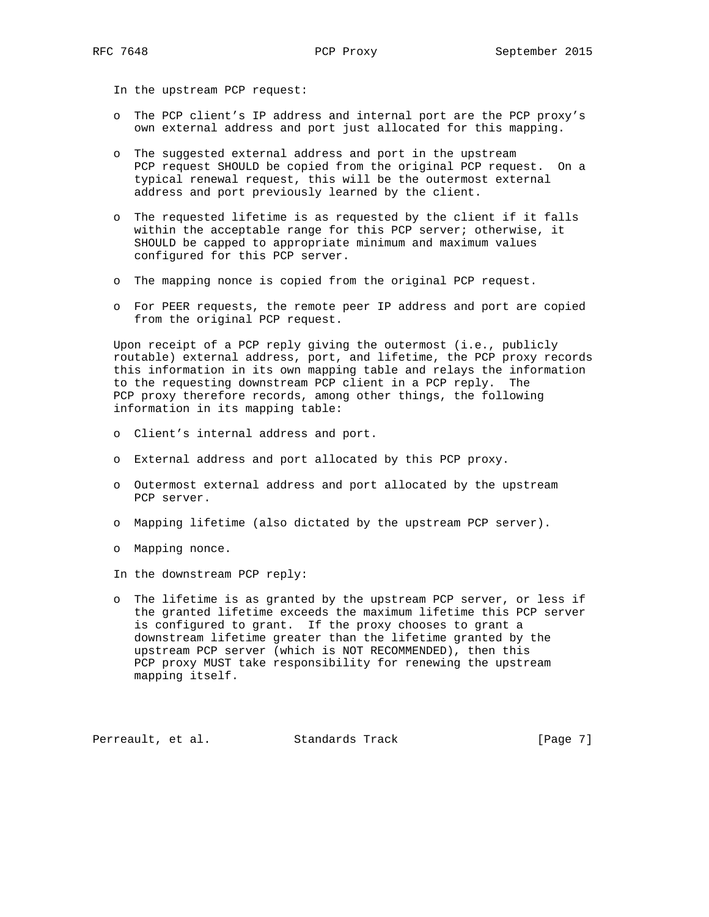In the upstream PCP request:

- The PCP client's IP address and internal port are the PCP proxy's own external address and port just allocated for this mapping.

- The suggested external address and port in the upstream PCP request SHOULD be copied from the original PCP request. On a typical renewal request, this will be the outermost external address and port previously learned by the client.

- The requested lifetime is as requested by the client if it falls within the acceptable range for this PCP server; otherwise, it SHOULD be capped to appropriate minimum and maximum values configured for this PCP server.

- The mapping nonce is copied from the original PCP request.

- For PEER requests, the remote peer IP address and port are copied from the original PCP request.

Upon receipt of a PCP reply giving the outermost (i.e., publicly routable) external address, port, and lifetime, the PCP proxy records this information in its own mapping table and relays the information to the requesting downstream PCP client in a PCP reply. The PCP proxy therefore records, among other things, the following information in its mapping table:

- Client's internal address and port.

- External address and port allocated by this PCP proxy.

- Outermost external address and port allocated by the upstream PCP server.

- Mapping lifetime (also dictated by the upstream PCP server).

- Mapping nonce.

In the downstream PCP reply:

- The lifetime is as granted by the upstream PCP server, or less if the granted lifetime exceeds the maximum lifetime this PCP server is configured to grant. If the proxy chooses to grant a downstream lifetime greater than the lifetime granted by the upstream PCP server (which is NOT RECOMMENDED), then this PCP proxy MUST take responsibility for renewing the upstream mapping itself.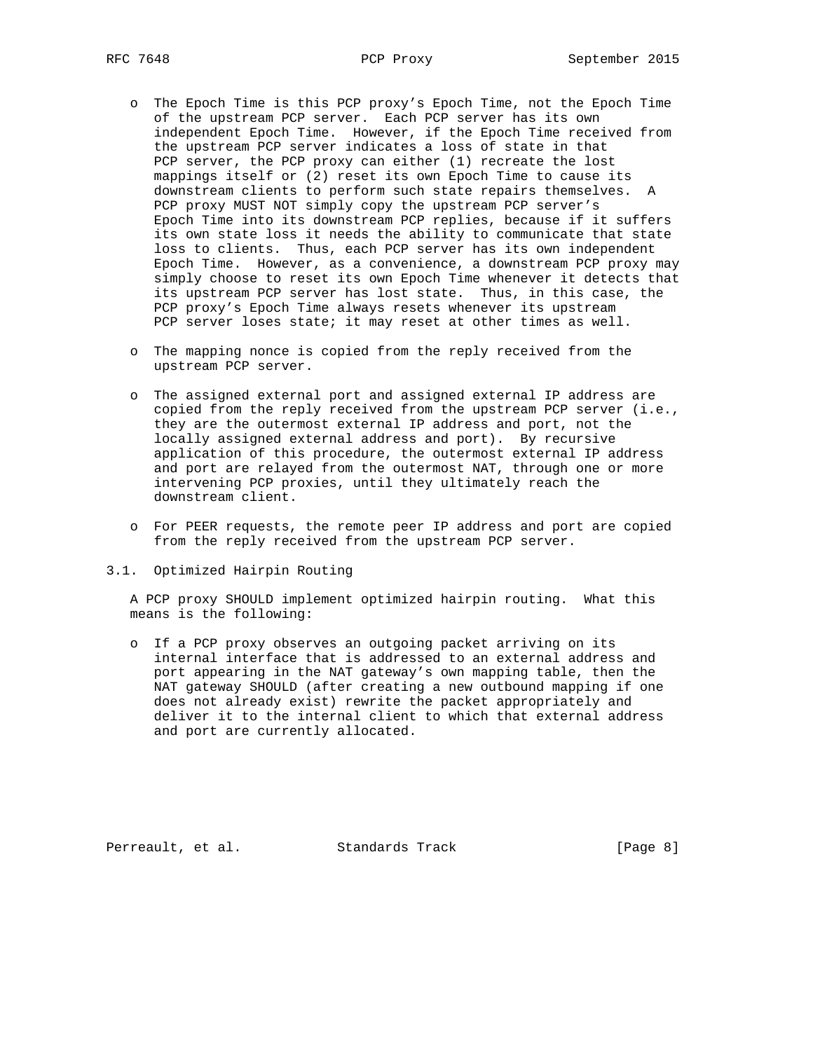- The Epoch Time is this PCP proxy's Epoch Time, not the Epoch Time of the upstream PCP server. Each PCP server has its own independent Epoch Time. However, if the Epoch Time received from the upstream PCP server indicates a loss of state in that PCP server, the PCP proxy can either (1) recreate the lost mappings itself or (2) reset its own Epoch Time to cause its downstream clients to perform such state repairs themselves. A PCP proxy MUST NOT simply copy the upstream PCP server's Epoch Time into its downstream PCP replies, because if it suffers its own state loss it needs the ability to communicate that state loss to clients. Thus, each PCP server has its own independent Epoch Time. However, as a convenience, a downstream PCP proxy may simply choose to reset its own Epoch Time whenever it detects that its upstream PCP server has lost state. Thus, in this case, the PCP proxy's Epoch Time always resets whenever its upstream PCP server loses state; it may reset at other times as well.

- The mapping nonce is copied from the reply received from the upstream PCP server.

- The assigned external port and assigned external IP address are copied from the reply received from the upstream PCP server (i.e., they are the outermost external IP address and port, not the locally assigned external address and port). By recursive application of this procedure, the outermost external IP address and port are relayed from the outermost NAT, through one or more intervening PCP proxies, until they ultimately reach the downstream client.

- For PEER requests, the remote peer IP address and port are copied from the reply received from the upstream PCP server.

### 3.1. Optimized Hairpin Routing

A PCP proxy SHOULD implement optimized hairpin routing. What this means is the following:

- If a PCP proxy observes an outgoing packet arriving on its internal interface that is addressed to an external address and port appearing in the NAT gateway's own mapping table, then the NAT gateway SHOULD (after creating a new outbound mapping if one does not already exist) rewrite the packet appropriately and deliver it to the internal client to which that external address and port are currently allocated.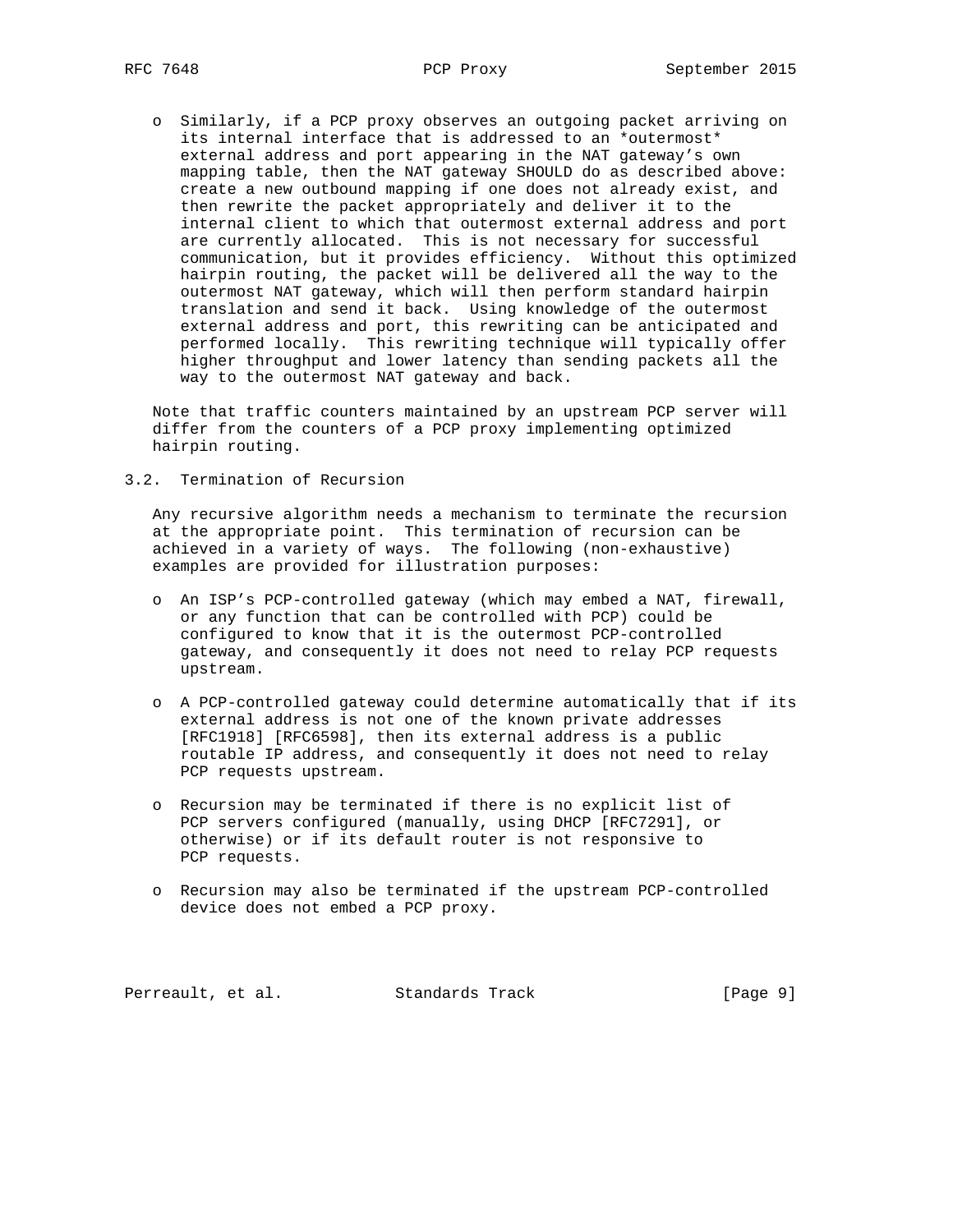- Similarly, if a PCP proxy observes an outgoing packet arriving on its internal interface that is addressed to an *outermost* external address and port appearing in the NAT gateway's own mapping table, then the NAT gateway SHOULD do as described above: create a new outbound mapping if one does not already exist, and then rewrite the packet appropriately and deliver it to the internal client to which that outermost external address and port are currently allocated. This is not necessary for successful communication, but it provides efficiency. Without this optimized hairpin routing, the packet will be delivered all the way to the outermost NAT gateway, which will then perform standard hairpin translation and send it back. Using knowledge of the outermost external address and port, this rewriting can be anticipated and performed locally. This rewriting technique will typically offer higher throughput and lower latency than sending packets all the way to the outermost NAT gateway and back.

Note that traffic counters maintained by an upstream PCP server will differ from the counters of a PCP proxy implementing optimized hairpin routing.

## 3.2. Termination of Recursion

Any recursive algorithm needs a mechanism to terminate the recursion at the appropriate point. This termination of recursion can be achieved in a variety of ways. The following (non-exhaustive) examples are provided for illustration purposes:

- An ISP's PCP-controlled gateway (which may embed a NAT, firewall, or any function that can be controlled with PCP) could be configured to know that it is the outermost PCP-controlled gateway, and consequently it does not need to relay PCP requests upstream.

- A PCP-controlled gateway could determine automatically that if its external address is not one of the known private addresses [RFC1918] [RFC6598], then its external address is a public routable IP address, and consequently it does not need to relay PCP requests upstream.

- Recursion may be terminated if there is no explicit list of PCP servers configured (manually, using DHCP [RFC7291], or otherwise) or if its default router is not responsive to PCP requests.

- Recursion may also be terminated if the upstream PCP-controlled device does not embed a PCP proxy.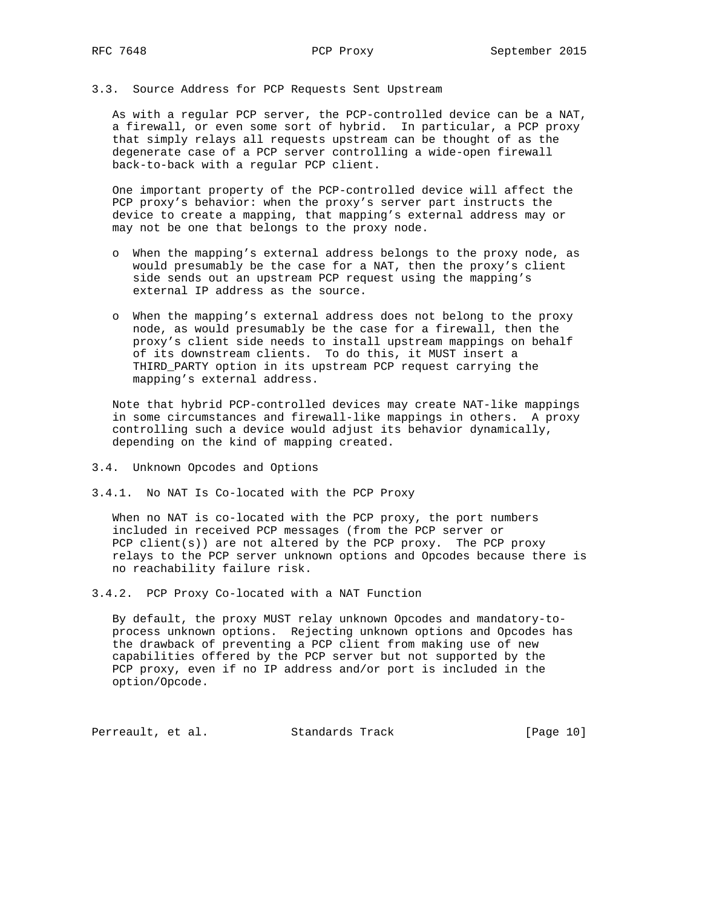### 3.3. Source Address for PCP Requests Sent Upstream

As with a regular PCP server, the PCP-controlled device can be a NAT, a firewall, or even some sort of hybrid. In particular, a PCP proxy that simply relays all requests upstream can be thought of as the degenerate case of a PCP server controlling a wide-open firewall back-to-back with a regular PCP client.

One important property of the PCP-controlled device will affect the PCP proxy's behavior: when the proxy's server part instructs the device to create a mapping, that mapping's external address may or may not be one that belongs to the proxy node.

- When the mapping's external address belongs to the proxy node, as would presumably be the case for a NAT, then the proxy's client side sends out an upstream PCP request using the mapping's external IP address as the source.

- When the mapping's external address does not belong to the proxy node, as would presumably be the case for a firewall, then the proxy's client side needs to install upstream mappings on behalf of its downstream clients. To do this, it MUST insert a THIRD_PARTY option in its upstream PCP request carrying the mapping's external address.

Note that hybrid PCP-controlled devices may create NAT-like mappings in some circumstances and firewall-like mappings in others. A proxy controlling such a device would adjust its behavior dynamically, depending on the kind of mapping created.

### 3.4. Unknown Opcodes and Options

#### 3.4.1. No NAT Is Co-located with the PCP Proxy

When no NAT is co-located with the PCP proxy, the port numbers included in received PCP messages (from the PCP server or PCP client(s)) are not altered by the PCP proxy. The PCP proxy relays to the PCP server unknown options and Opcodes because there is no reachability failure risk.

#### 3.4.2. PCP Proxy Co-located with a NAT Function

By default, the proxy MUST relay unknown Opcodes and mandatory-to-process unknown options. Rejecting unknown options and Opcodes has the drawback of preventing a PCP client from making use of new capabilities offered by the PCP server but not supported by the PCP proxy, even if no IP address and/or port is included in the option/Opcode.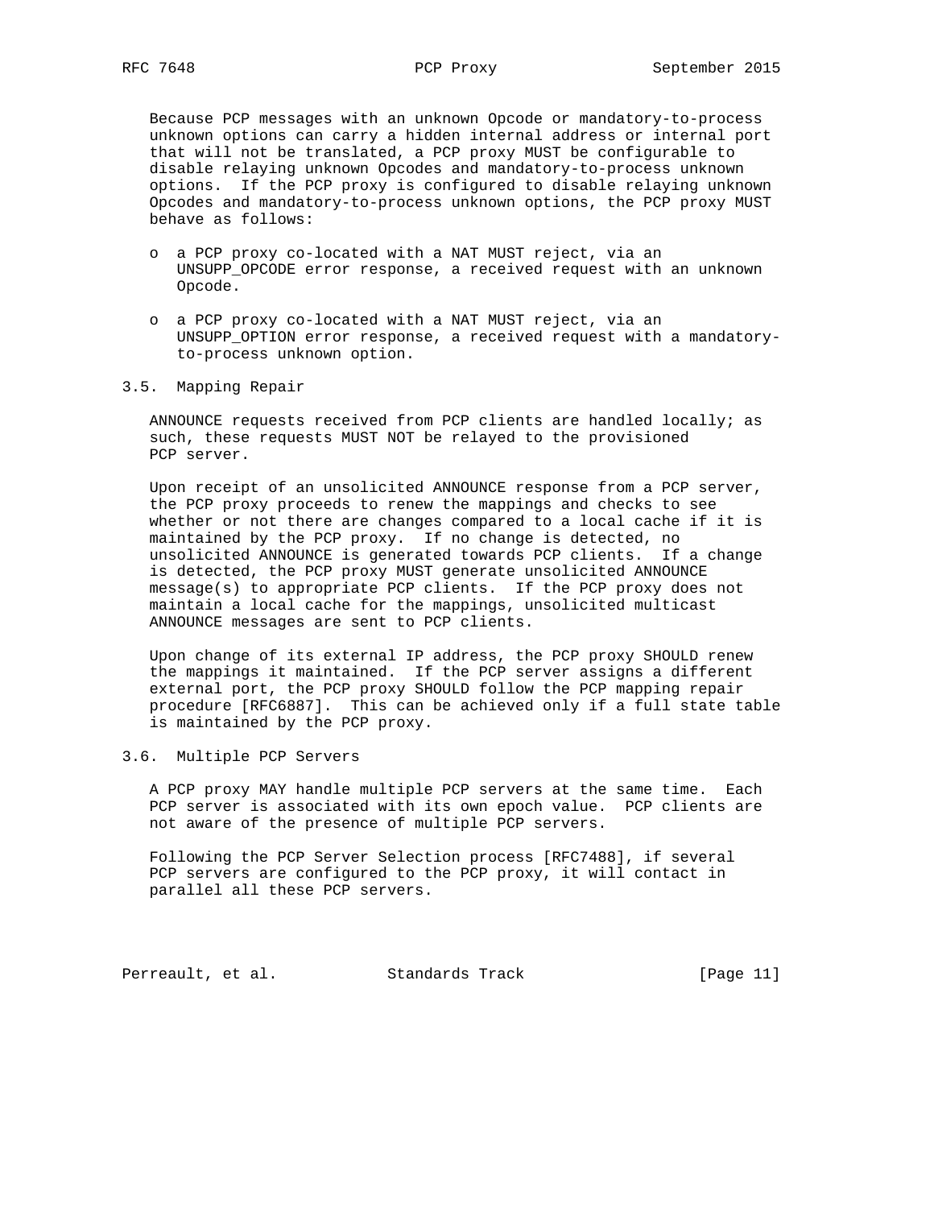Because PCP messages with an unknown Opcode or mandatory-to-process unknown options can carry a hidden internal address or internal port that will not be translated, a PCP proxy MUST be configurable to disable relaying unknown Opcodes and mandatory-to-process unknown options. If the PCP proxy is configured to disable relaying unknown Opcodes and mandatory-to-process unknown options, the PCP proxy MUST behave as follows:

- a PCP proxy co-located with a NAT MUST reject, via an UNSUPP_OPCODE error response, a received request with an unknown Opcode.
- a PCP proxy co-located with a NAT MUST reject, via an UNSUPP_OPTION error response, a received request with a mandatory-to-process unknown option.

### 3.5. Mapping Repair

ANNOUNCE requests received from PCP clients are handled locally; as such, these requests MUST NOT be relayed to the provisioned PCP server.

Upon receipt of an unsolicited ANNOUNCE response from a PCP server, the PCP proxy proceeds to renew the mappings and checks to see whether or not there are changes compared to a local cache if it is maintained by the PCP proxy. If no change is detected, no unsolicited ANNOUNCE is generated towards PCP clients. If a change is detected, the PCP proxy MUST generate unsolicited ANNOUNCE message(s) to appropriate PCP clients. If the PCP proxy does not maintain a local cache for the mappings, unsolicited multicast ANNOUNCE messages are sent to PCP clients.

Upon change of its external IP address, the PCP proxy SHOULD renew the mappings it maintained. If the PCP server assigns a different external port, the PCP proxy SHOULD follow the PCP mapping repair procedure [RFC6887]. This can be achieved only if a full state table is maintained by the PCP proxy.

### 3.6. Multiple PCP Servers

A PCP proxy MAY handle multiple PCP servers at the same time. Each PCP server is associated with its own epoch value. PCP clients are not aware of the presence of multiple PCP servers.

Following the PCP Server Selection process [RFC7488], if several PCP servers are configured to the PCP proxy, it will contact in parallel all these PCP servers.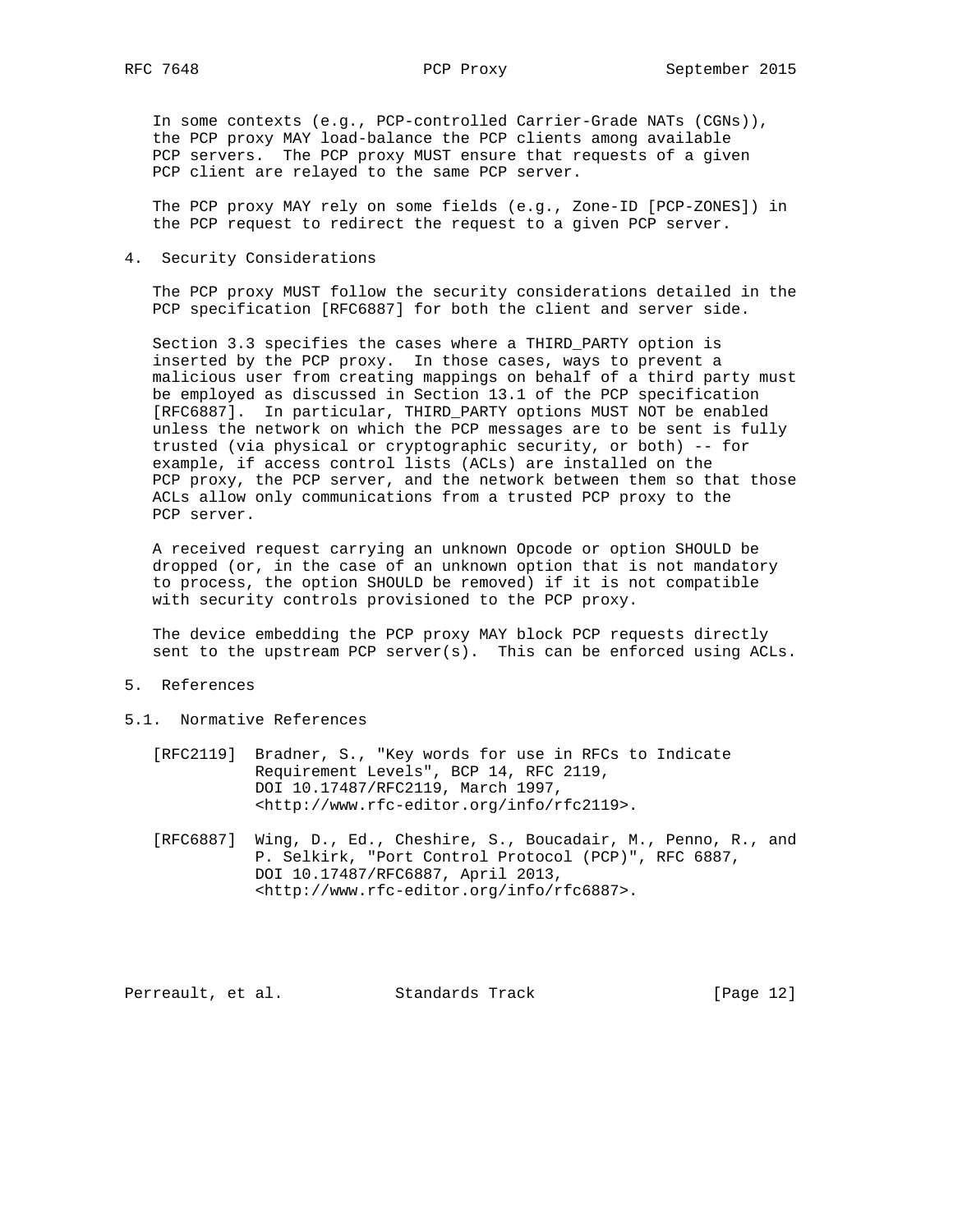In some contexts (e.g., PCP-controlled Carrier-Grade NATs (CGNs)), the PCP proxy MAY load-balance the PCP clients among available PCP servers. The PCP proxy MUST ensure that requests of a given PCP client are relayed to the same PCP server.

The PCP proxy MAY rely on some fields (e.g., Zone-ID [PCP-ZONES]) in the PCP request to redirect the request to a given PCP server.

## 4. Security Considerations

The PCP proxy MUST follow the security considerations detailed in the PCP specification [RFC6887] for both the client and server side.

Section 3.3 specifies the cases where a THIRD_PARTY option is inserted by the PCP proxy. In those cases, ways to prevent a malicious user from creating mappings on behalf of a third party must be employed as discussed in Section 13.1 of the PCP specification [RFC6887]. In particular, THIRD_PARTY options MUST NOT be enabled unless the network on which the PCP messages are to be sent is fully trusted (via physical or cryptographic security, or both) -- for example, if access control lists (ACLs) are installed on the PCP proxy, the PCP server, and the network between them so that those ACLs allow only communications from a trusted PCP proxy to the PCP server.

A received request carrying an unknown Opcode or option SHOULD be dropped (or, in the case of an unknown option that is not mandatory to process, the option SHOULD be removed) if it is not compatible with security controls provisioned to the PCP proxy.

The device embedding the PCP proxy MAY block PCP requests directly sent to the upstream PCP server(s). This can be enforced using ACLs.

## 5. References

### 5.1. Normative References

[RFC2119] Bradner, S., "Key words for use in RFCs to Indicate Requirement Levels", BCP 14, RFC 2119, DOI 10.17487/RFC2119, March 1997, <http://www.rfc-editor.org/info/rfc2119>.

[RFC6887] Wing, D., Ed., Cheshire, S., Boucadair, M., Penno, R., and P. Selkirk, "Port Control Protocol (PCP)", RFC 6887, DOI 10.17487/RFC6887, April 2013, <http://www.rfc-editor.org/info/rfc6887>.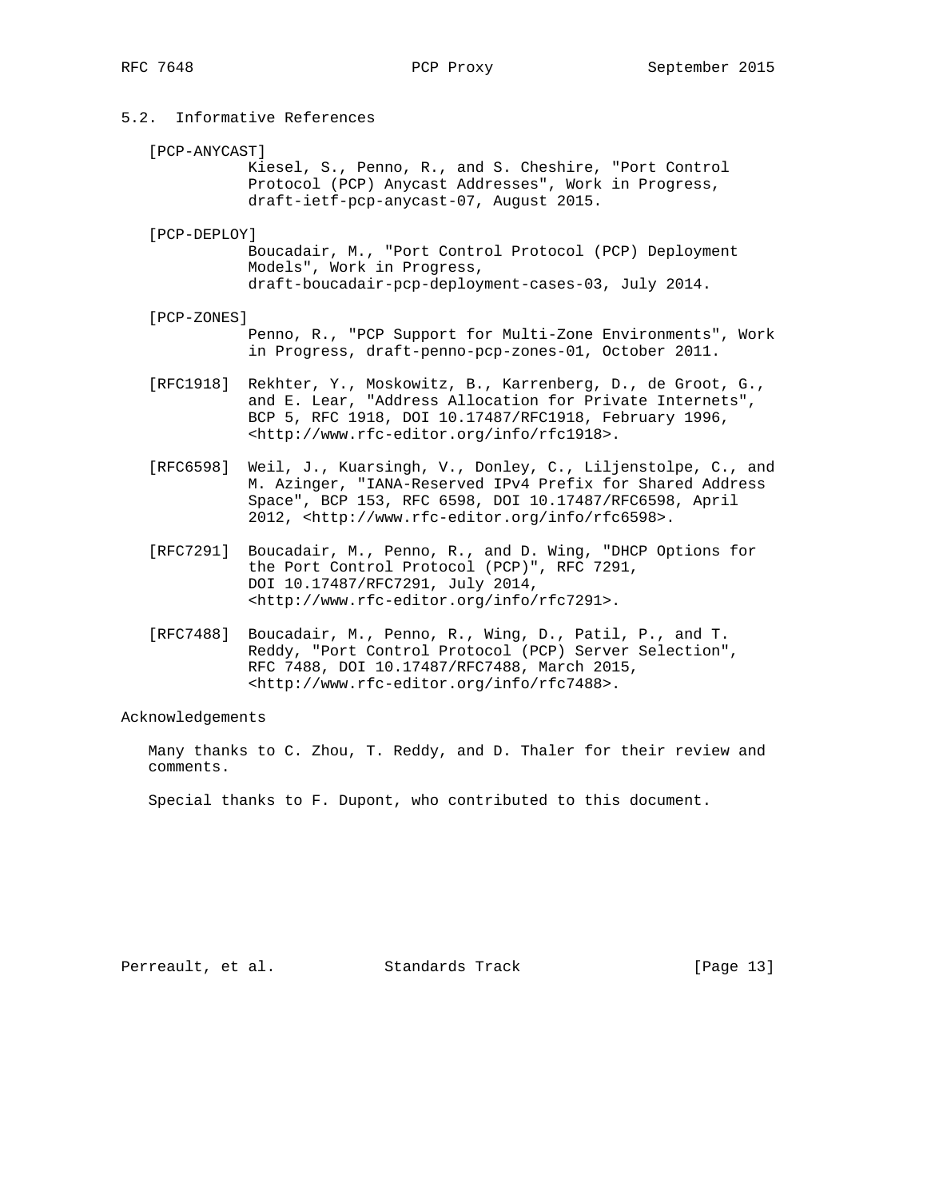## 5.2. Informative References

[PCP-ANYCAST]
Kiesel, S., Penno, R., and S. Cheshire, "Port Control Protocol (PCP) Anycast Addresses", Work in Progress, draft-ietf-pcp-anycast-07, August 2015.

[PCP-DEPLOY]
Boucadair, M., "Port Control Protocol (PCP) Deployment Models", Work in Progress, draft-boucadair-pcp-deployment-cases-03, July 2014.

[PCP-ZONES]
Penno, R., "PCP Support for Multi-Zone Environments", Work in Progress, draft-penno-pcp-zones-01, October 2011.

[RFC1918] Rekhter, Y., Moskowitz, B., Karrenberg, D., de Groot, G., and E. Lear, "Address Allocation for Private Internets", BCP 5, RFC 1918, DOI 10.17487/RFC1918, February 1996, <http://www.rfc-editor.org/info/rfc1918>.

[RFC6598] Weil, J., Kuarsingh, V., Donley, C., Liljenstolpe, C., and M. Azinger, "IANA-Reserved IPv4 Prefix for Shared Address Space", BCP 153, RFC 6598, DOI 10.17487/RFC6598, April 2012, <http://www.rfc-editor.org/info/rfc6598>.

[RFC7291] Boucadair, M., Penno, R., and D. Wing, "DHCP Options for the Port Control Protocol (PCP)", RFC 7291, DOI 10.17487/RFC7291, July 2014, <http://www.rfc-editor.org/info/rfc7291>.

[RFC7488] Boucadair, M., Penno, R., Wing, D., Patil, P., and T. Reddy, "Port Control Protocol (PCP) Server Selection", RFC 7488, DOI 10.17487/RFC7488, March 2015, <http://www.rfc-editor.org/info/rfc7488>.

## Acknowledgements

Many thanks to C. Zhou, T. Reddy, and D. Thaler for their review and comments.

Special thanks to F. Dupont, who contributed to this document.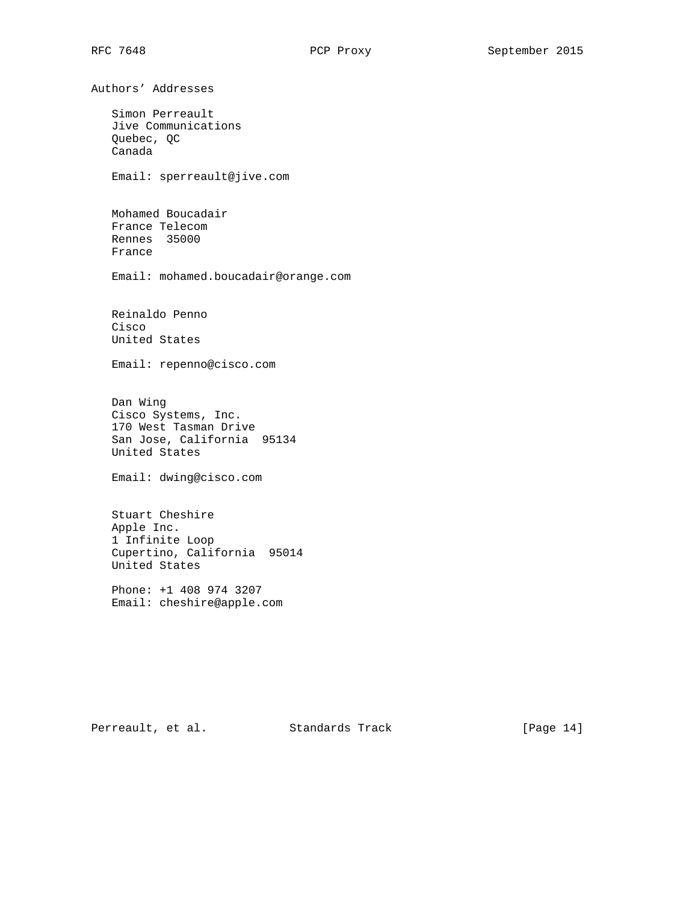## Authors' Addresses

Simon Perreault
Jive Communications
Quebec, QC
Canada

Email: sperreault@jive.com

Mohamed Boucadair
France Telecom
Rennes  35000
France

Email: mohamed.boucadair@orange.com

Reinaldo Penno
Cisco
United States

Email: repenno@cisco.com

Dan Wing
Cisco Systems, Inc.
170 West Tasman Drive
San Jose, California  95134
United States

Email: dwing@cisco.com

Stuart Cheshire
Apple Inc.
1 Infinite Loop
Cupertino, California  95014
United States

Phone: +1 408 974 3207
Email: cheshire@apple.com